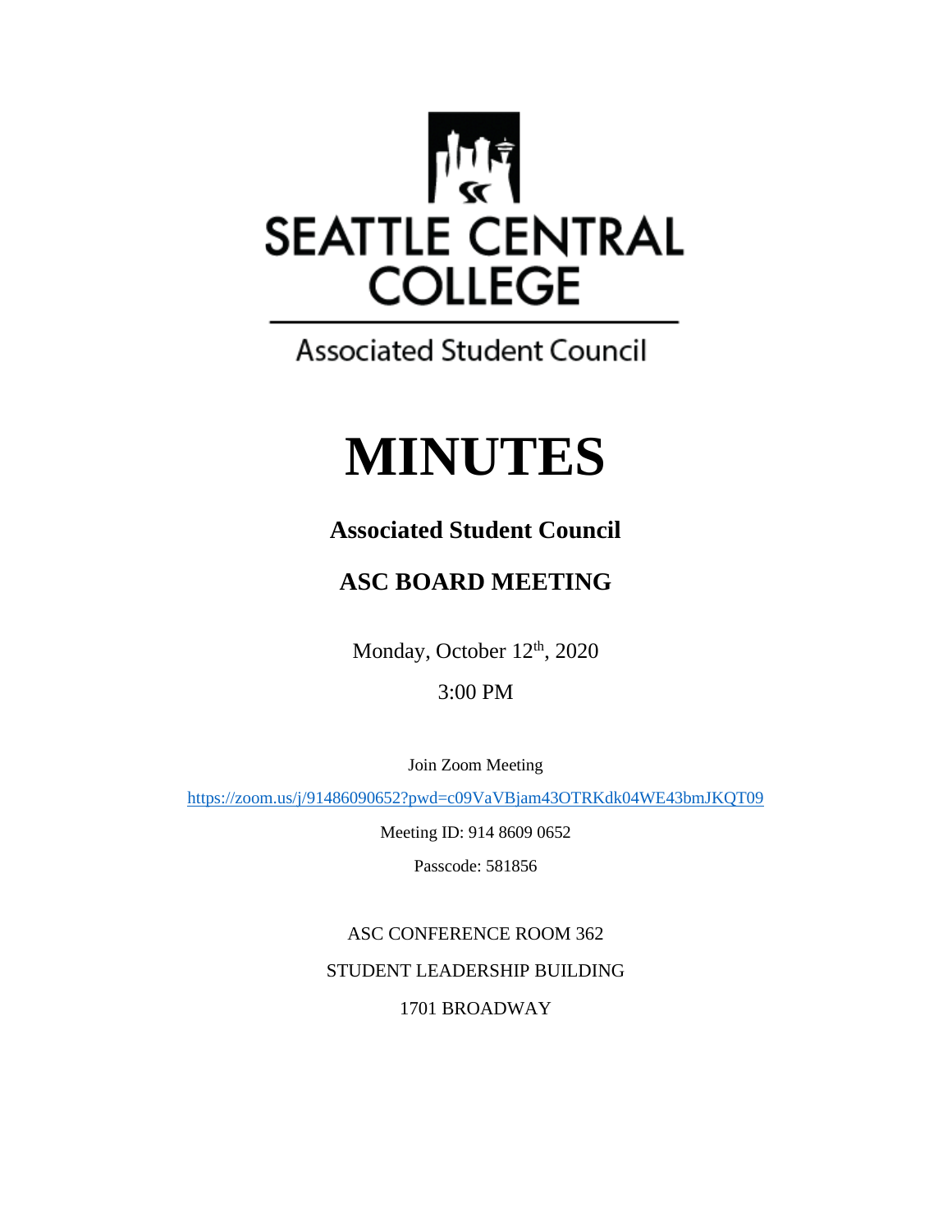SEATTLE CENTRAL COLLEGE

Associated Student Council

# MINUTES

## Associated Student Council

## ASC BOARD MEETING

Monday, October 12th, 2020

3:00 PM

Join Zoom Meeting

https://zoom.us/j/91486090652?pwd=c09VaVBjam43OTRKdk04WE43bmJKQT09

Meeting ID: 914 8609 0652

Passcode: 581856

ASC CONFERENCE ROOM 362

STUDENT LEADERSHIP BUILDING

1701 BROADWAY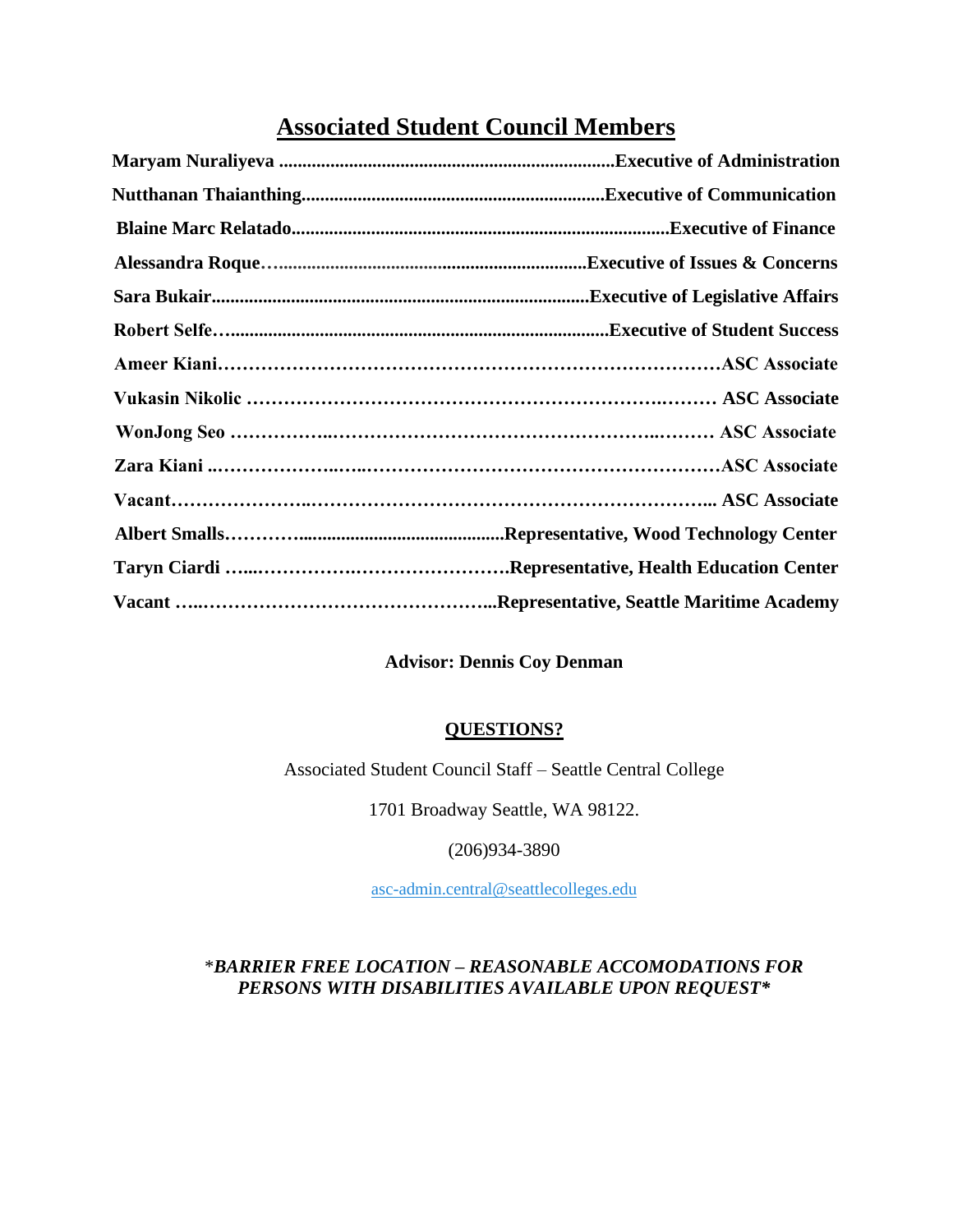# Associated Student Council Members

| Name | Position |
|---|---|
| **Maryam Nuraliyeva** | **Executive of Administration** |
| **Nutthanan Thaianthing** | **Executive of Communication** |
| **Blaine Marc Relatado** | **Executive of Finance** |
| **Alessandra Roque** | **Executive of Issues & Concerns** |
| **Sara Bukair** | **Executive of Legislative Affairs** |
| **Robert Selfe** | **Executive of Student Success** |
| **Ameer Kiani** | **ASC Associate** |
| **Vukasin Nikolic** | **ASC Associate** |
| **WonJong Seo** | **ASC Associate** |
| **Zara Kiani** | **ASC Associate** |
| **Vacant** | **ASC Associate** |
| **Albert Smalls** | **Representative, Wood Technology Center** |
| **Taryn Ciardi** | **Representative, Health Education Center** |
| **Vacant** | **Representative, Seattle Maritime Academy** |

**Advisor: Dennis Coy Denman**

**QUESTIONS?**

Associated Student Council Staff – Seattle Central College

1701 Broadway Seattle, WA 98122.

(206)934-3890

asc-admin.central@seattlecolleges.edu

**\*BARRIER FREE LOCATION – REASONABLE ACCOMODATIONS FOR PERSONS WITH DISABILITIES AVAILABLE UPON REQUEST\***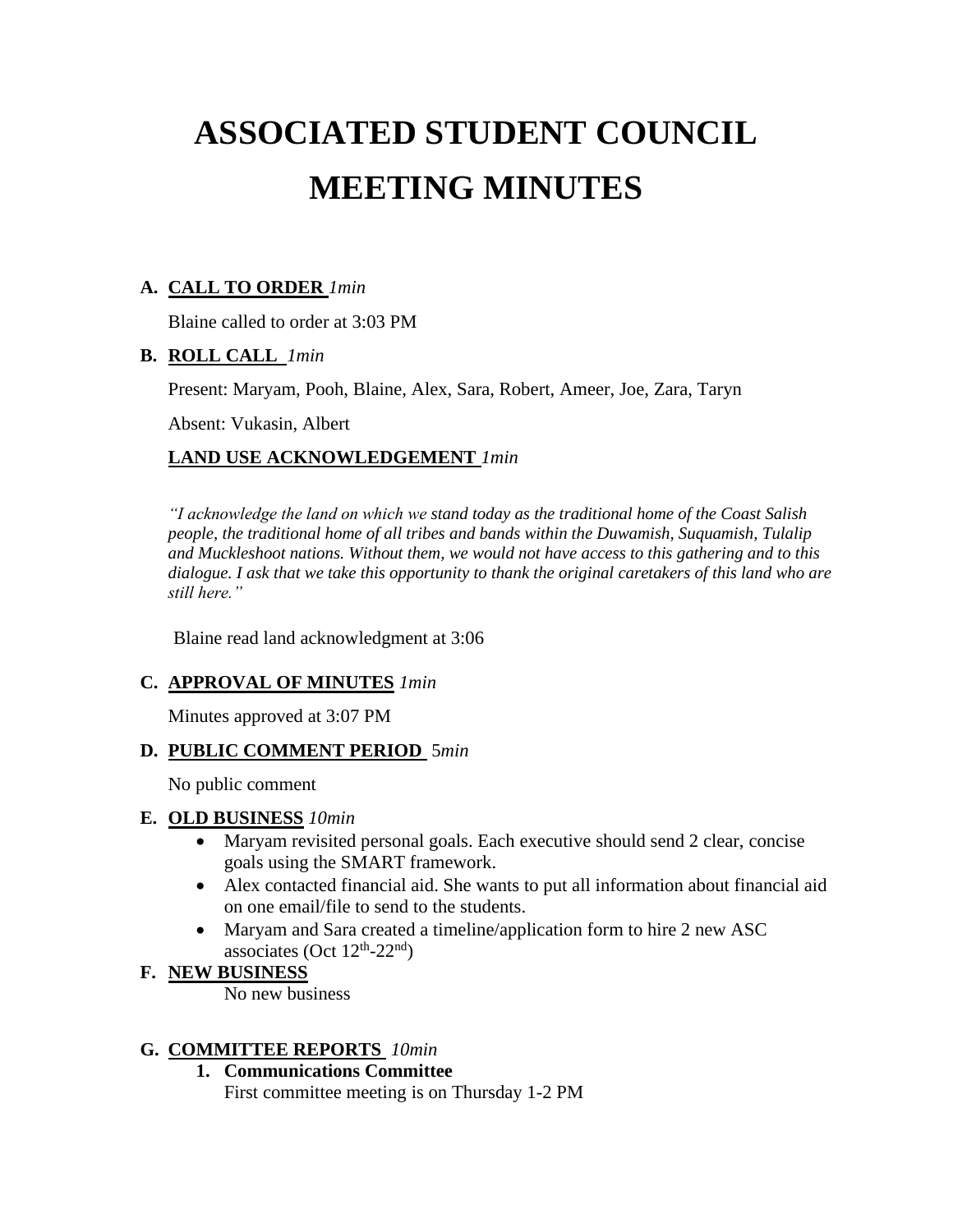# ASSOCIATED STUDENT COUNCIL MEETING MINUTES

**A. CALL TO ORDER** *1min*

Blaine called to order at 3:03 PM

**B. ROLL CALL** *1min*

Present: Maryam, Pooh, Blaine, Alex, Sara, Robert, Ameer, Joe, Zara, Taryn

Absent: Vukasin, Albert

**LAND USE ACKNOWLEDGEMENT** *1min*

*"I acknowledge the land on which we stand today as the traditional home of the Coast Salish people, the traditional home of all tribes and bands within the Duwamish, Suquamish, Tulalip and Muckleshoot nations. Without them, we would not have access to this gathering and to this dialogue. I ask that we take this opportunity to thank the original caretakers of this land who are still here."*

Blaine read land acknowledgment at 3:06

**C. APPROVAL OF MINUTES** *1min*

Minutes approved at 3:07 PM

**D. PUBLIC COMMENT PERIOD** 5*min*

No public comment

**E. OLD BUSINESS** *10min*

- Maryam revisited personal goals. Each executive should send 2 clear, concise goals using the SMART framework.
- Alex contacted financial aid. She wants to put all information about financial aid on one email/file to send to the students.
- Maryam and Sara created a timeline/application form to hire 2 new ASC associates (Oct 12th-22nd)

**F. NEW BUSINESS**

No new business

**G. COMMITTEE REPORTS** *10min*

1. **Communications Committee**
   First committee meeting is on Thursday 1-2 PM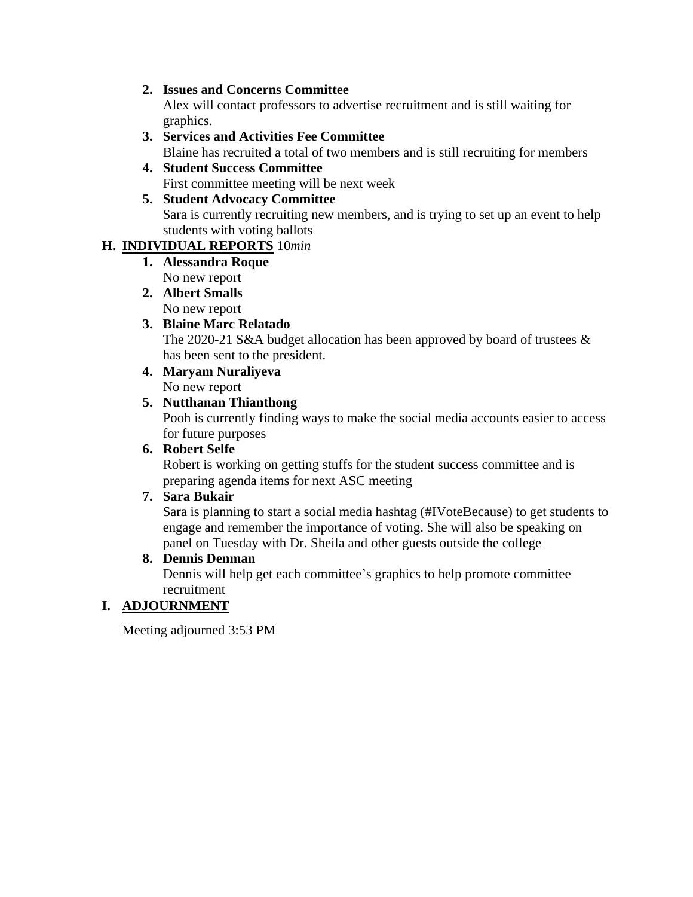2. **Issues and Concerns Committee**
   Alex will contact professors to advertise recruitment and is still waiting for graphics.
3. **Services and Activities Fee Committee**
   Blaine has recruited a total of two members and is still recruiting for members
4. **Student Success Committee**
   First committee meeting will be next week
5. **Student Advocacy Committee**
   Sara is currently recruiting new members, and is trying to set up an event to help students with voting ballots

**H. <u>INDIVIDUAL REPORTS</u>** 10*min*

1. **Alessandra Roque**
   No new report
2. **Albert Smalls**
   No new report
3. **Blaine Marc Relatado**
   The 2020-21 S&A budget allocation has been approved by board of trustees & has been sent to the president.
4. **Maryam Nuraliyeva**
   No new report
5. **Nutthanan Thianthong**
   Pooh is currently finding ways to make the social media accounts easier to access for future purposes
6. **Robert Selfe**
   Robert is working on getting stuffs for the student success committee and is preparing agenda items for next ASC meeting
7. **Sara Bukair**
   Sara is planning to start a social media hashtag (#IVoteBecause) to get students to engage and remember the importance of voting. She will also be speaking on panel on Tuesday with Dr. Sheila and other guests outside the college
8. **Dennis Denman**
   Dennis will help get each committee's graphics to help promote committee recruitment

**I. <u>ADJOURNMENT</u>**

Meeting adjourned 3:53 PM